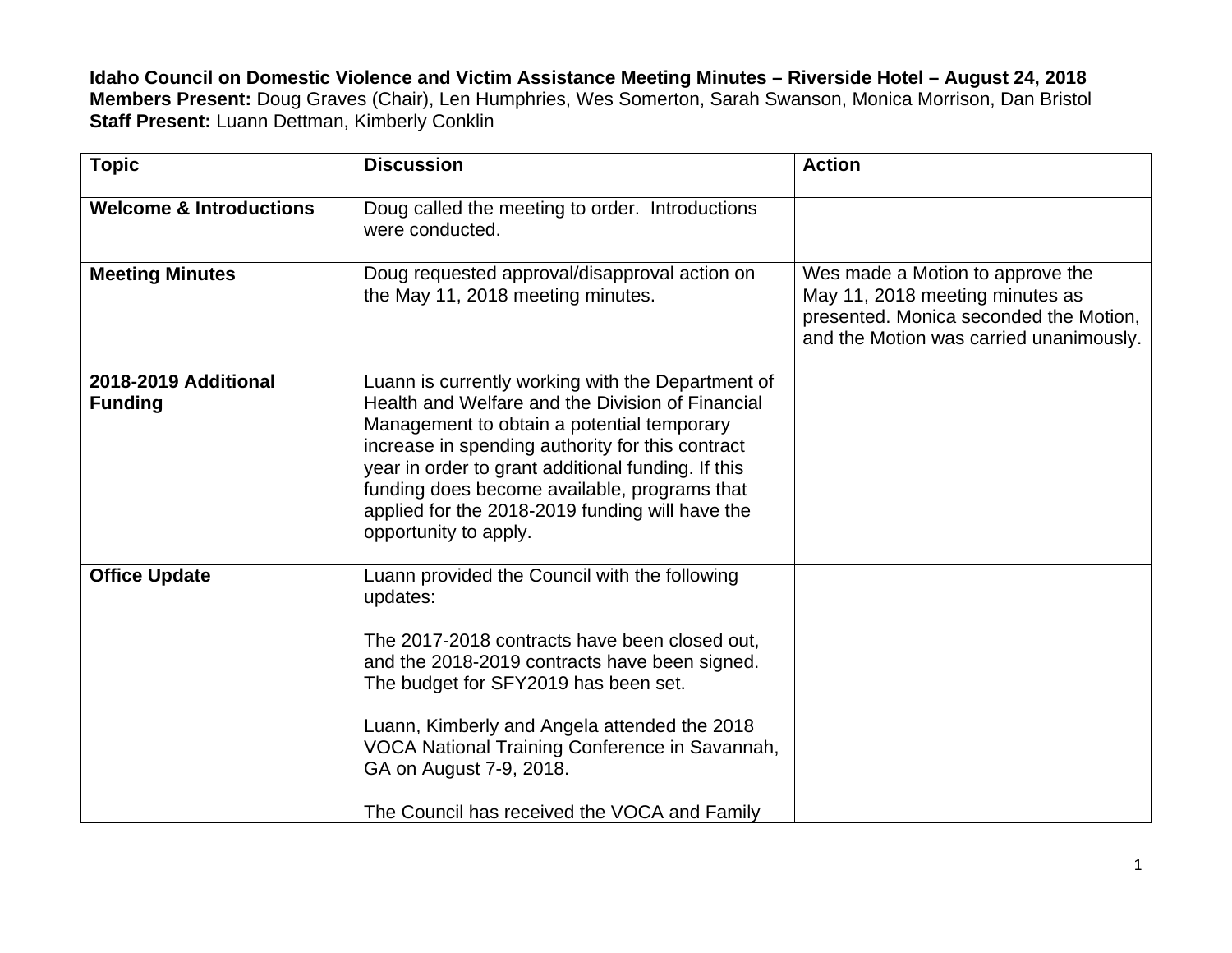**Idaho Council on Domestic Violence and Victim Assistance Meeting Minutes – Riverside Hotel – August 24, 2018**
**Members Present:** Doug Graves (Chair), Len Humphries, Wes Somerton, Sarah Swanson, Monica Morrison, Dan Bristol
**Staff Present:** Luann Dettman, Kimberly Conklin

| Topic | Discussion | Action |
|---|---|---|
| **Welcome & Introductions** | Doug called the meeting to order. Introductions were conducted. | |
| **Meeting Minutes** | Doug requested approval/disapproval action on the May 11, 2018 meeting minutes. | Wes made a Motion to approve the May 11, 2018 meeting minutes as presented. Monica seconded the Motion, and the Motion was carried unanimously. |
| **2018-2019 Additional Funding** | Luann is currently working with the Department of Health and Welfare and the Division of Financial Management to obtain a potential temporary increase in spending authority for this contract year in order to grant additional funding. If this funding does become available, programs that applied for the 2018-2019 funding will have the opportunity to apply. | |
| **Office Update** | Luann provided the Council with the following updates:<br><br>The 2017-2018 contracts have been closed out, and the 2018-2019 contracts have been signed. The budget for SFY2019 has been set.<br><br>Luann, Kimberly and Angela attended the 2018 VOCA National Training Conference in Savannah, GA on August 7-9, 2018.<br><br>The Council has received the VOCA and Family | |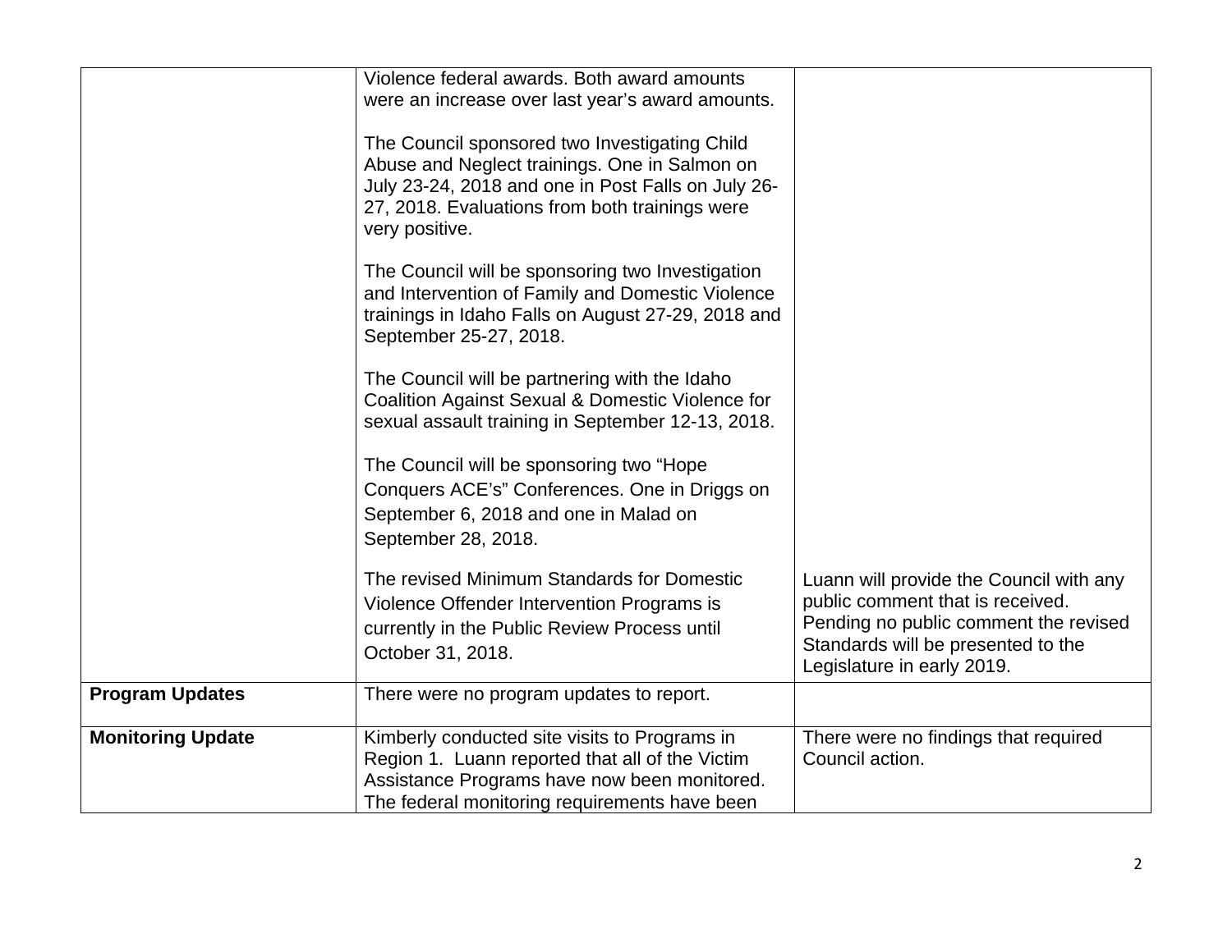| | | |
|---|---|---|
| | Violence federal awards. Both award amounts were an increase over last year's award amounts.<br><br>The Council sponsored two Investigating Child Abuse and Neglect trainings. One in Salmon on July 23-24, 2018 and one in Post Falls on July 26-27, 2018. Evaluations from both trainings were very positive.<br><br>The Council will be sponsoring two Investigation and Intervention of Family and Domestic Violence trainings in Idaho Falls on August 27-29, 2018 and September 25-27, 2018.<br><br>The Council will be partnering with the Idaho Coalition Against Sexual & Domestic Violence for sexual assault training in September 12-13, 2018.<br><br>The Council will be sponsoring two "Hope Conquers ACE's" Conferences. One in Driggs on September 6, 2018 and one in Malad on September 28, 2018. | |
| | The revised Minimum Standards for Domestic Violence Offender Intervention Programs is currently in the Public Review Process until October 31, 2018. | Luann will provide the Council with any public comment that is received. Pending no public comment the revised Standards will be presented to the Legislature in early 2019. |
| **Program Updates** | There were no program updates to report. | |
| **Monitoring Update** | Kimberly conducted site visits to Programs in Region 1. Luann reported that all of the Victim Assistance Programs have now been monitored. The federal monitoring requirements have been | There were no findings that required Council action. |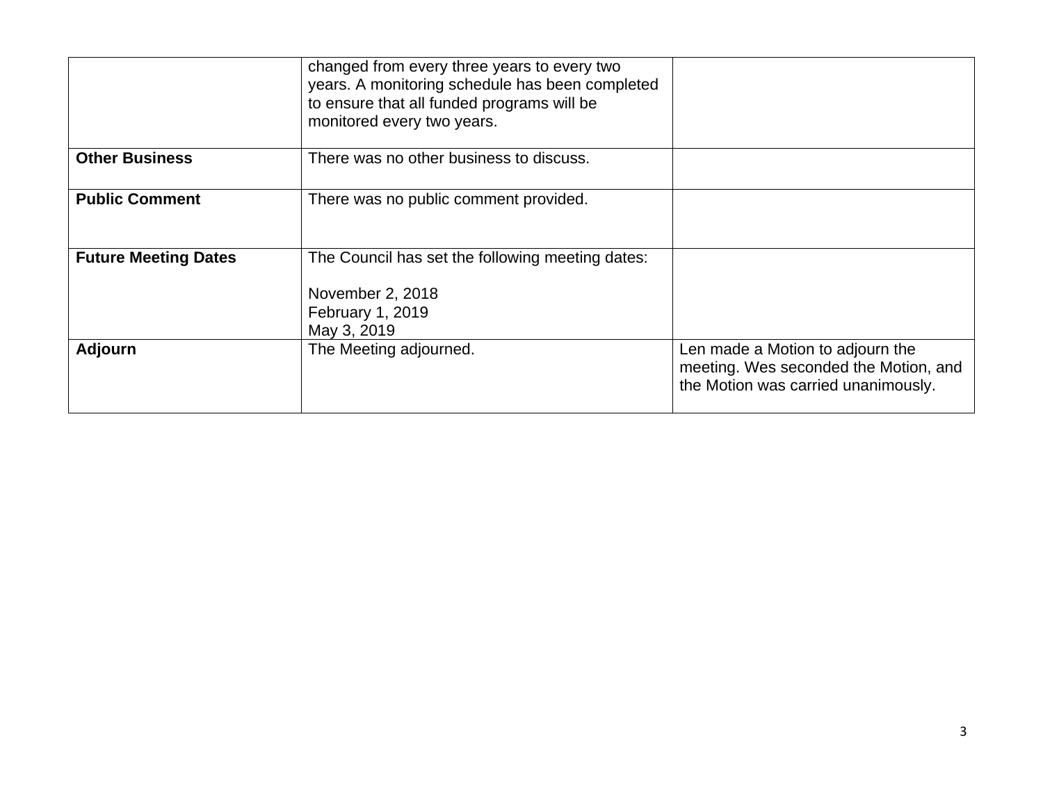| | | |
|---|---|---|
| | changed from every three years to every two years. A monitoring schedule has been completed to ensure that all funded programs will be monitored every two years. | |
| **Other Business** | There was no other business to discuss. | |
| **Public Comment** | There was no public comment provided. | |
| **Future Meeting Dates** | The Council has set the following meeting dates:<br><br>November 2, 2018<br>February 1, 2019<br>May 3, 2019 | |
| **Adjourn** | The Meeting adjourned. | Len made a Motion to adjourn the meeting. Wes seconded the Motion, and the Motion was carried unanimously. |